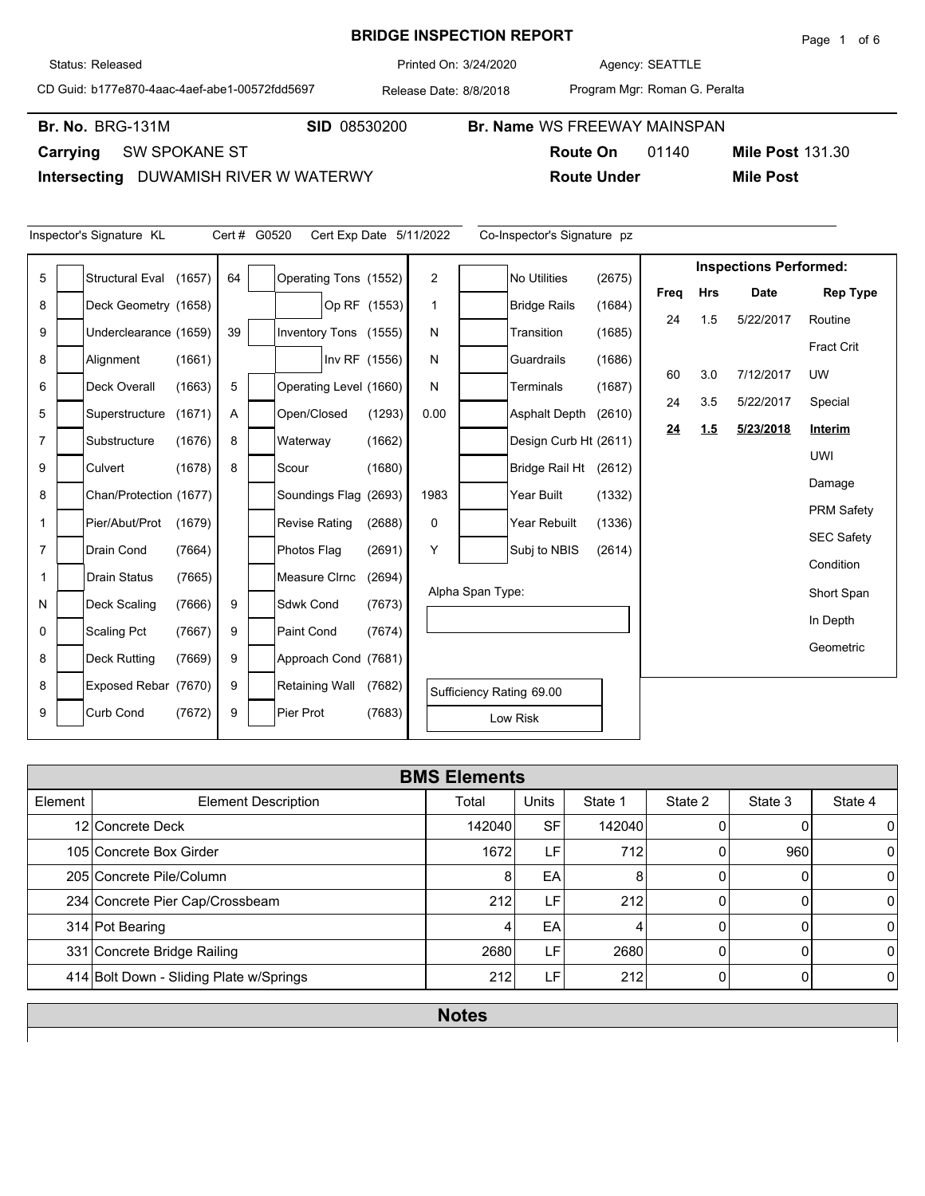# BRIDGE INSPECTION REPORT

Status: Released | Printed On: 3/24/2020 | Agency: SEATTLE

CD Guid: b177e870-4aac-4aef-abe1-00572fdd5697 | Release Date: 8/8/2018 | Program Mgr: Roman G. Peralta

**Br. No.** BRG-131M | **SID** 08530200 | **Br. Name** WS FREEWAY MAINSPAN

**Carrying** SW SPOKANE ST | **Route On** 01140 | **Mile Post** 131.30

**Intersecting** DUWAMISH RIVER W WATERWY | **Route Under** | **Mile Post**

Inspector's Signature KL | Cert # G0520 | Cert Exp Date 5/11/2022 | Co-Inspector's Signature pz

| Value | Item | Value | Item | Value | Item |
|---|---|---|---|---|---|
| 5 | Structural Eval (1657) | 64 | Operating Tons (1552) | 2 | No Utilities (2675) |
| 8 | Deck Geometry (1658) | | Op RF (1553) | 1 | Bridge Rails (1684) |
| 9 | Underclearance (1659) | 39 | Inventory Tons (1555) | N | Transition (1685) |
| 8 | Alignment (1661) | | Inv RF (1556) | N | Guardrails (1686) |
| 6 | Deck Overall (1663) | 5 | Operating Level (1660) | N | Terminals (1687) |
| 5 | Superstructure (1671) | A | Open/Closed (1293) | 0.00 | Asphalt Depth (2610) |
| 7 | Substructure (1676) | 8 | Waterway (1662) | | Design Curb Ht (2611) |
| 9 | Culvert (1678) | 8 | Scour (1680) | | Bridge Rail Ht (2612) |
| 8 | Chan/Protection (1677) | | Soundings Flag (2693) | 1983 | Year Built (1332) |
| 1 | Pier/Abut/Prot (1679) | | Revise Rating (2688) | 0 | Year Rebuilt (1336) |
| 7 | Drain Cond (7664) | | Photos Flag (2691) | Y | Subj to NBIS (2614) |
| 1 | Drain Status (7665) | | Measure Clrnc (2694) | | Alpha Span Type: |
| N | Deck Scaling (7666) | 9 | Sdwk Cond (7673) | | |
| 0 | Scaling Pct (7667) | 9 | Paint Cond (7674) | | |
| 8 | Deck Rutting (7669) | 9 | Approach Cond (7681) | | |
| 8 | Exposed Rebar (7670) | 9 | Retaining Wall (7682) | | Sufficiency Rating 69.00 |
| 9 | Curb Cond (7672) | 9 | Pier Prot (7683) | | Low Risk |

**Inspections Performed:**

| Freq | Hrs | Date | Rep Type |
|---|---|---|---|
| 24 | 1.5 | 5/22/2017 | Routine |
| | | | Fract Crit |
| 60 | 3.0 | 7/12/2017 | UW |
| 24 | 3.5 | 5/22/2017 | Special |
| **24** | **1.5** | **5/23/2018** | **Interim** |
| | | | UWI |
| | | | Damage |
| | | | PRM Safety |
| | | | SEC Safety |
| | | | Condition |
| | | | Short Span |
| | | | In Depth |
| | | | Geometric |

## BMS Elements

| Element | Element Description | Total | Units | State 1 | State 2 | State 3 | State 4 |
|---|---|---|---|---|---|---|---|
| 12 | Concrete Deck | 142040 | SF | 142040 | 0 | 0 | 0 |
| 105 | Concrete Box Girder | 1672 | LF | 712 | 0 | 960 | 0 |
| 205 | Concrete Pile/Column | 8 | EA | 8 | 0 | 0 | 0 |
| 234 | Concrete Pier Cap/Crossbeam | 212 | LF | 212 | 0 | 0 | 0 |
| 314 | Pot Bearing | 4 | EA | 4 | 0 | 0 | 0 |
| 331 | Concrete Bridge Railing | 2680 | LF | 2680 | 0 | 0 | 0 |
| 414 | Bolt Down - Sliding Plate w/Springs | 212 | LF | 212 | 0 | 0 | 0 |

## Notes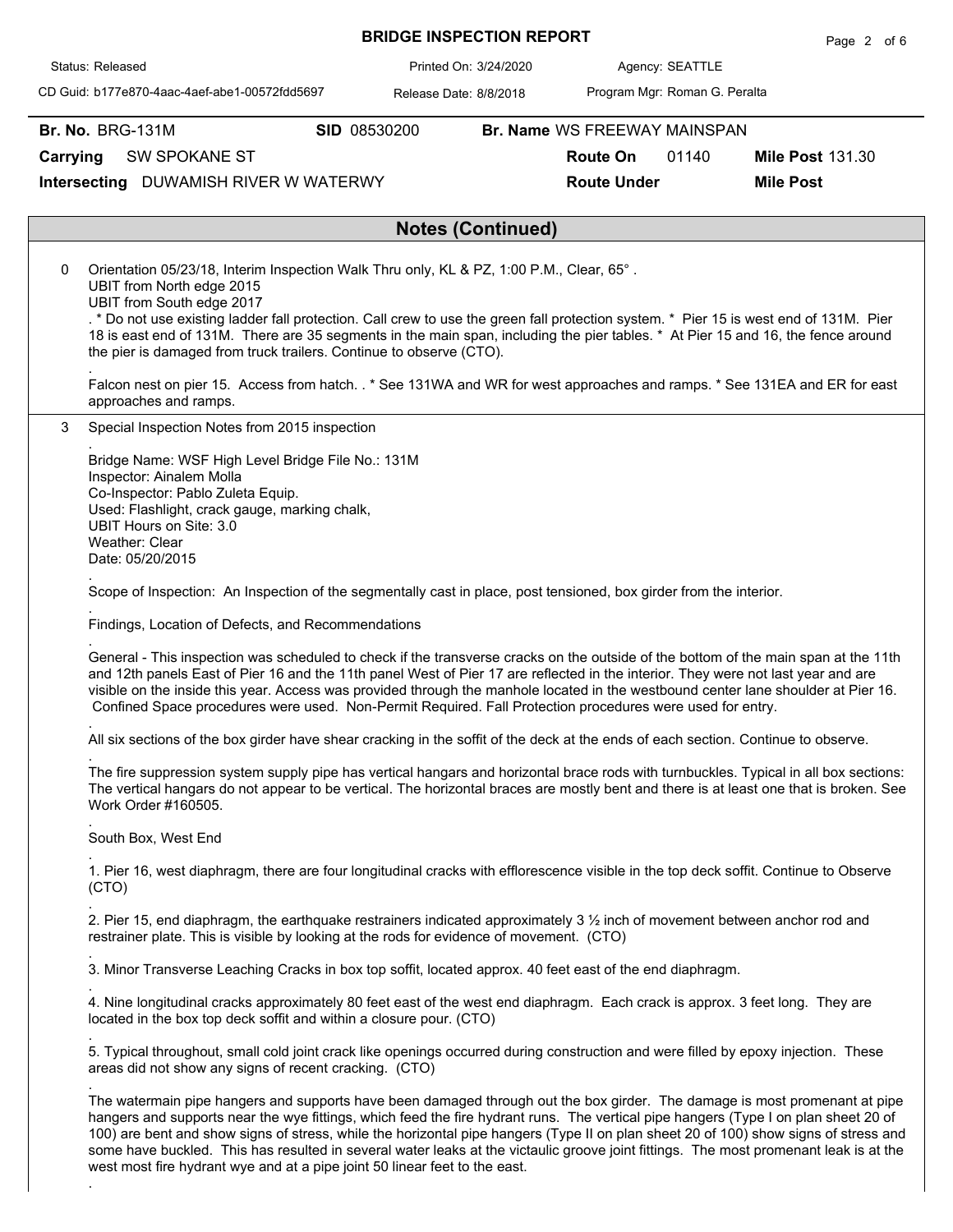# BRIDGE INSPECTION REPORT

Status: Released | Printed On: 3/24/2020 | Agency: SEATTLE

CD Guid: b177e870-4aac-4aef-abe1-00572fdd5697 | Release Date: 8/8/2018 | Program Mgr: Roman G. Peralta

**Br. No.** BRG-131M **SID** 08530200 **Br. Name** WS FREEWAY MAINSPAN

**Carrying** SW SPOKANE ST **Route On** 01140 **Mile Post** 131.30

**Intersecting** DUWAMISH RIVER W WATERWY **Route Under** **Mile Post**

## Notes (Continued)

0 Orientation 05/23/18, Interim Inspection Walk Thru only, KL & PZ, 1:00 P.M., Clear, 65° .
UBIT from North edge 2015
UBIT from South edge 2017
. * Do not use existing ladder fall protection. Call crew to use the green fall protection system. * Pier 15 is west end of 131M. Pier 18 is east end of 131M. There are 35 segments in the main span, including the pier tables. * At Pier 15 and 16, the fence around the pier is damaged from truck trailers. Continue to observe (CTO).
.
Falcon nest on pier 15. Access from hatch. . * See 131WA and WR for west approaches and ramps. * See 131EA and ER for east approaches and ramps.

3 Special Inspection Notes from 2015 inspection
.
Bridge Name: WSF High Level Bridge File No.: 131M
Inspector: Ainalem Molla
Co-Inspector: Pablo Zuleta Equip.
Used: Flashlight, crack gauge, marking chalk,
UBIT Hours on Site: 3.0
Weather: Clear
Date: 05/20/2015
.
Scope of Inspection: An Inspection of the segmentally cast in place, post tensioned, box girder from the interior.
.
Findings, Location of Defects, and Recommendations
.
General - This inspection was scheduled to check if the transverse cracks on the outside of the bottom of the main span at the 11th and 12th panels East of Pier 16 and the 11th panel West of Pier 17 are reflected in the interior. They were not last year and are visible on the inside this year. Access was provided through the manhole located in the westbound center lane shoulder at Pier 16. Confined Space procedures were used. Non-Permit Required. Fall Protection procedures were used for entry.
.
All six sections of the box girder have shear cracking in the soffit of the deck at the ends of each section. Continue to observe.
.
The fire suppression system supply pipe has vertical hangars and horizontal brace rods with turnbuckles. Typical in all box sections: The vertical hangars do not appear to be vertical. The horizontal braces are mostly bent and there is at least one that is broken. See Work Order #160505.
.
South Box, West End
.
1. Pier 16, west diaphragm, there are four longitudinal cracks with efflorescence visible in the top deck soffit. Continue to Observe (CTO)
.
2. Pier 15, end diaphragm, the earthquake restrainers indicated approximately 3 ½ inch of movement between anchor rod and restrainer plate. This is visible by looking at the rods for evidence of movement. (CTO)
.
3. Minor Transverse Leaching Cracks in box top soffit, located approx. 40 feet east of the end diaphragm.
.
4. Nine longitudinal cracks approximately 80 feet east of the west end diaphragm. Each crack is approx. 3 feet long. They are located in the box top deck soffit and within a closure pour. (CTO)
.
5. Typical throughout, small cold joint crack like openings occurred during construction and were filled by epoxy injection. These areas did not show any signs of recent cracking. (CTO)
.
The watermain pipe hangers and supports have been damaged through out the box girder. The damage is most promenant at pipe hangers and supports near the wye fittings, which feed the fire hydrant runs. The vertical pipe hangers (Type I on plan sheet 20 of 100) are bent and show signs of stress, while the horizontal pipe hangers (Type II on plan sheet 20 of 100) show signs of stress and some have buckled. This has resulted in several water leaks at the victaulic groove joint fittings. The most promenant leak is at the west most fire hydrant wye and at a pipe joint 50 linear feet to the east.
.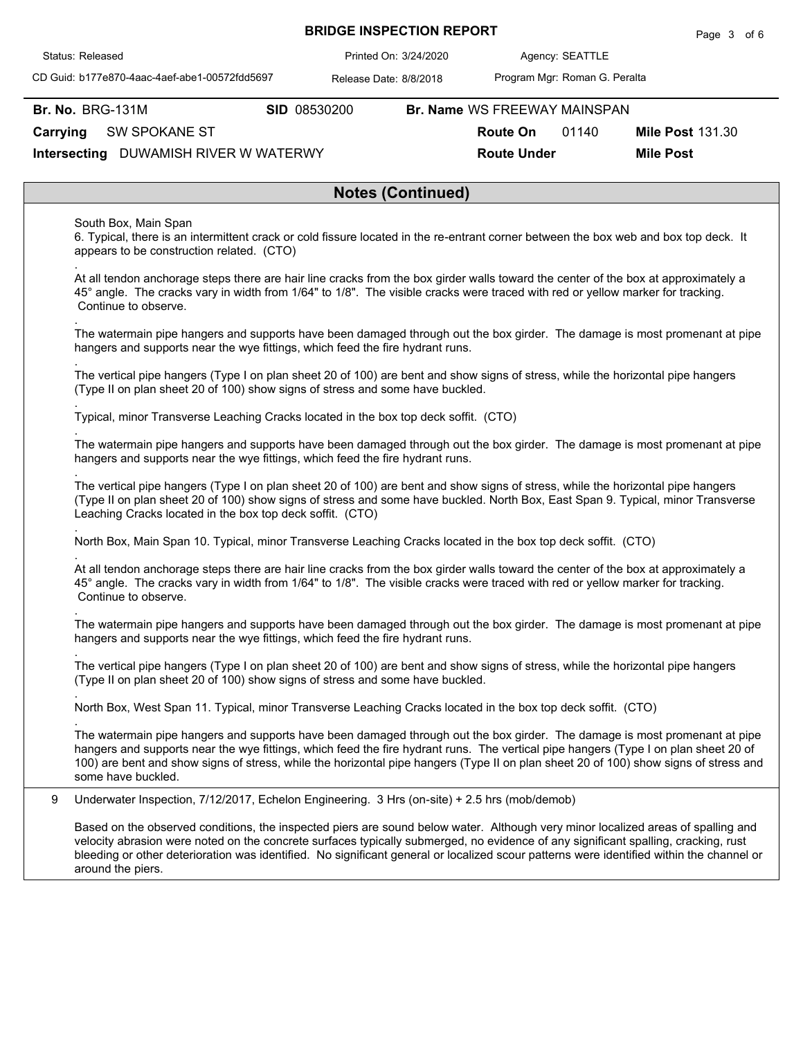**Br. No.** BRG-131M **SID** 08530200 **Br. Name** WS FREEWAY MAINSPAN

**Carrying** SW SPOKANE ST **Route On** 01140 **Mile Post** 131.30

**Intersecting** DUWAMISH RIVER W WATERWY **Route Under** **Mile Post**

## Notes (Continued)

South Box, Main Span
6. Typical, there is an intermittent crack or cold fissure located in the re-entrant corner between the box web and box top deck. It appears to be construction related. (CTO)

.
At all tendon anchorage steps there are hair line cracks from the box girder walls toward the center of the box at approximately a 45° angle. The cracks vary in width from 1/64" to 1/8". The visible cracks were traced with red or yellow marker for tracking. Continue to observe.

.
The watermain pipe hangers and supports have been damaged through out the box girder. The damage is most promenant at pipe hangers and supports near the wye fittings, which feed the fire hydrant runs.

.
The vertical pipe hangers (Type I on plan sheet 20 of 100) are bent and show signs of stress, while the horizontal pipe hangers (Type II on plan sheet 20 of 100) show signs of stress and some have buckled.

.
Typical, minor Transverse Leaching Cracks located in the box top deck soffit. (CTO)

.
The watermain pipe hangers and supports have been damaged through out the box girder. The damage is most promenant at pipe hangers and supports near the wye fittings, which feed the fire hydrant runs.

.
The vertical pipe hangers (Type I on plan sheet 20 of 100) are bent and show signs of stress, while the horizontal pipe hangers (Type II on plan sheet 20 of 100) show signs of stress and some have buckled. North Box, East Span 9. Typical, minor Transverse Leaching Cracks located in the box top deck soffit. (CTO)

.
North Box, Main Span 10. Typical, minor Transverse Leaching Cracks located in the box top deck soffit. (CTO)

.
At all tendon anchorage steps there are hair line cracks from the box girder walls toward the center of the box at approximately a 45° angle. The cracks vary in width from 1/64" to 1/8". The visible cracks were traced with red or yellow marker for tracking. Continue to observe.

.
The watermain pipe hangers and supports have been damaged through out the box girder. The damage is most promenant at pipe hangers and supports near the wye fittings, which feed the fire hydrant runs.

.
The vertical pipe hangers (Type I on plan sheet 20 of 100) are bent and show signs of stress, while the horizontal pipe hangers (Type II on plan sheet 20 of 100) show signs of stress and some have buckled.

.
North Box, West Span 11. Typical, minor Transverse Leaching Cracks located in the box top deck soffit. (CTO)

.
The watermain pipe hangers and supports have been damaged through out the box girder. The damage is most promenant at pipe hangers and supports near the wye fittings, which feed the fire hydrant runs. The vertical pipe hangers (Type I on plan sheet 20 of 100) are bent and show signs of stress, while the horizontal pipe hangers (Type II on plan sheet 20 of 100) show signs of stress and some have buckled.

9 Underwater Inspection, 7/12/2017, Echelon Engineering. 3 Hrs (on-site) + 2.5 hrs (mob/demob)

Based on the observed conditions, the inspected piers are sound below water. Although very minor localized areas of spalling and velocity abrasion were noted on the concrete surfaces typically submerged, no evidence of any significant spalling, cracking, rust bleeding or other deterioration was identified. No significant general or localized scour patterns were identified within the channel or around the piers.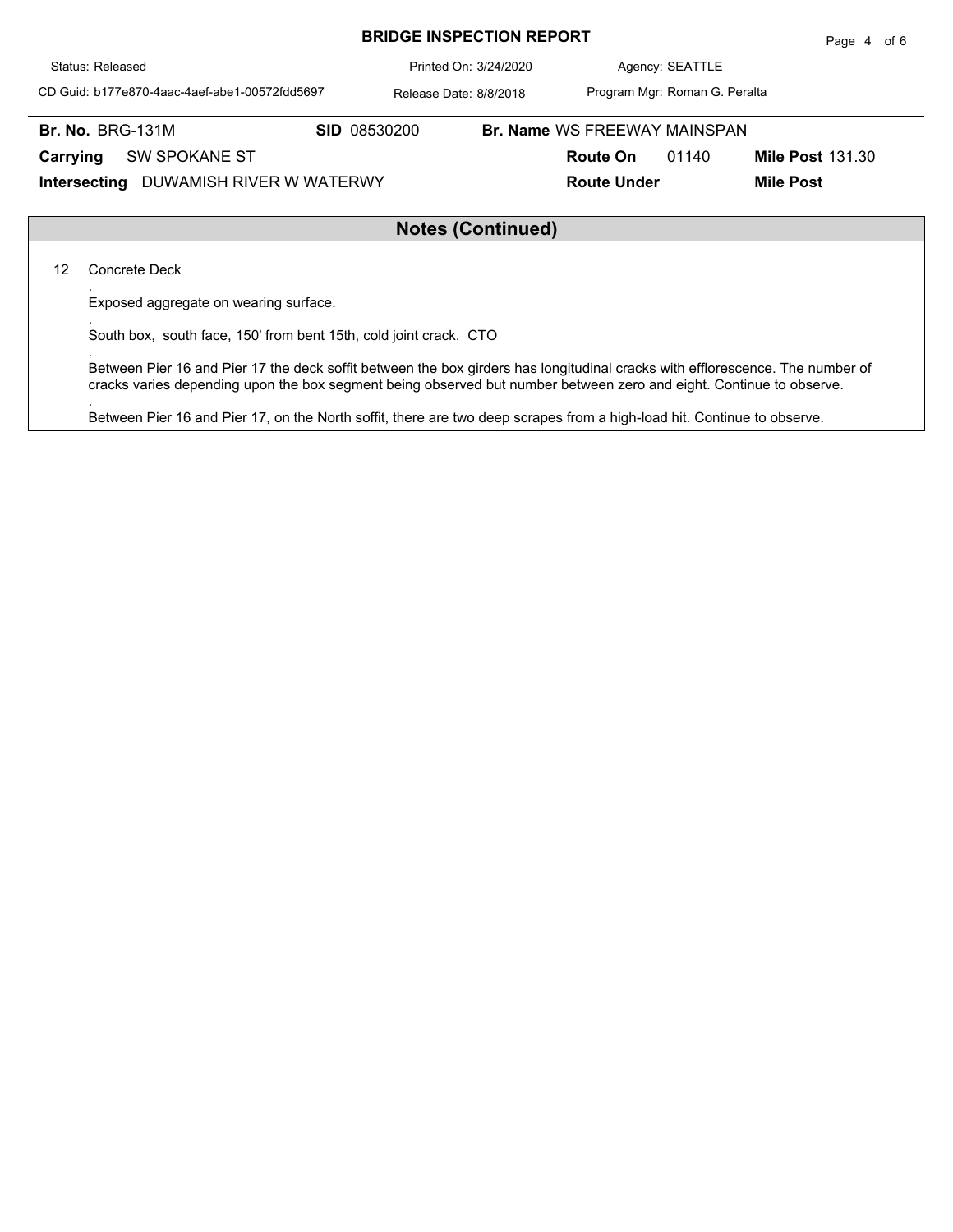# BRIDGE INSPECTION REPORT

Status: Released | Printed On: 3/24/2020 | Agency: SEATTLE

CD Guid: b177e870-4aac-4aef-abe1-00572fdd5697 | Release Date: 8/8/2018 | Program Mgr: Roman G. Peralta

**Br. No.** BRG-131M | **SID** 08530200 | **Br. Name** WS FREEWAY MAINSPAN

**Carrying** SW SPOKANE ST | **Route On** 01140 | **Mile Post** 131.30

**Intersecting** DUWAMISH RIVER W WATERWY | **Route Under** | **Mile Post**

## Notes (Continued)

12 Concrete Deck

.

Exposed aggregate on wearing surface.

.

South box, south face, 150' from bent 15th, cold joint crack. CTO

.

Between Pier 16 and Pier 17 the deck soffit between the box girders has longitudinal cracks with efflorescence. The number of cracks varies depending upon the box segment being observed but number between zero and eight. Continue to observe.

.

Between Pier 16 and Pier 17, on the North soffit, there are two deep scrapes from a high-load hit. Continue to observe.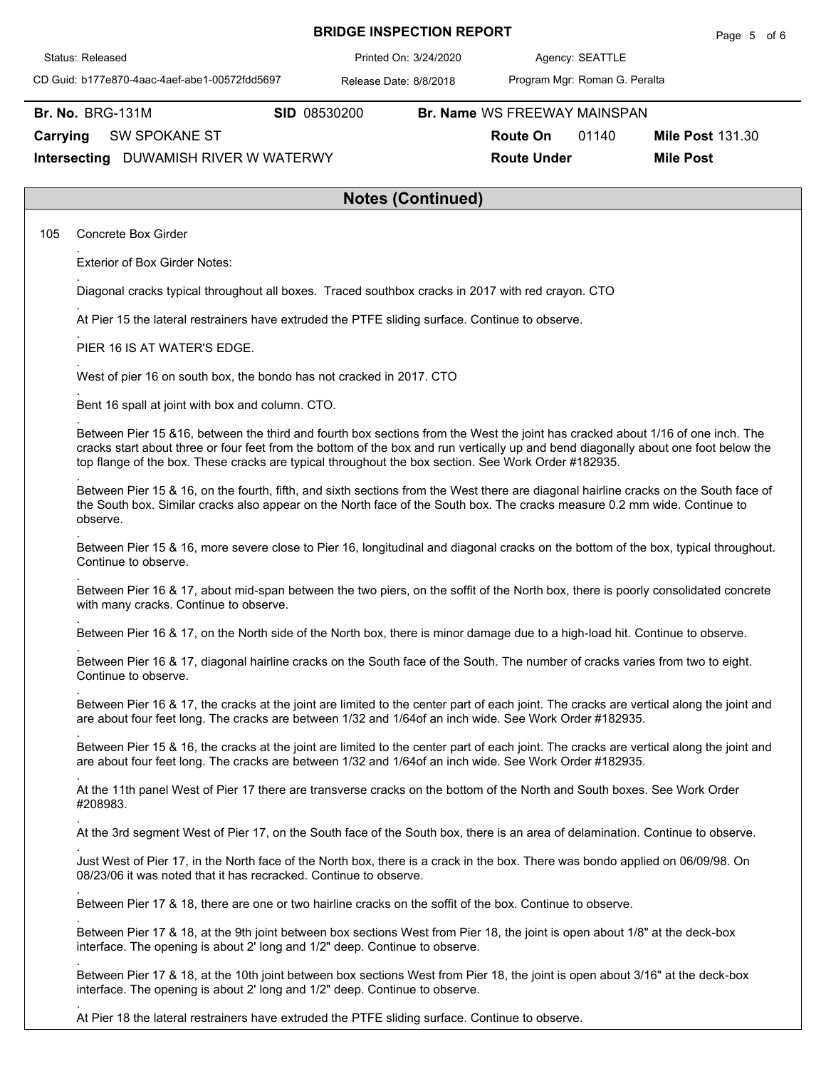**BRIDGE INSPECTION REPORT**

Status: Released | Printed On: 3/24/2020 | Agency: SEATTLE

CD Guid: b177e870-4aac-4aef-abe1-00572fdd5697 | Release Date: 8/8/2018 | Program Mgr: Roman G. Peralta

**Br. No.** BRG-131M **SID** 08530200 **Br. Name** WS FREEWAY MAINSPAN

**Carrying** SW SPOKANE ST **Route On** 01140 **Mile Post** 131.30

**Intersecting** DUWAMISH RIVER W WATERWY **Route Under** **Mile Post**

## Notes (Continued)

105 Concrete Box Girder

.
Exterior of Box Girder Notes:

.
Diagonal cracks typical throughout all boxes. Traced southbox cracks in 2017 with red crayon. CTO

.
At Pier 15 the lateral restrainers have extruded the PTFE sliding surface. Continue to observe.

.
PIER 16 IS AT WATER'S EDGE.

.
West of pier 16 on south box, the bondo has not cracked in 2017. CTO

.
Bent 16 spall at joint with box and column. CTO.

.
Between Pier 15 &16, between the third and fourth box sections from the West the joint has cracked about 1/16 of one inch. The cracks start about three or four feet from the bottom of the box and run vertically up and bend diagonally about one foot below the top flange of the box. These cracks are typical throughout the box section. See Work Order #182935.

.
Between Pier 15 & 16, on the fourth, fifth, and sixth sections from the West there are diagonal hairline cracks on the South face of the South box. Similar cracks also appear on the North face of the South box. The cracks measure 0.2 mm wide. Continue to observe.

.
Between Pier 15 & 16, more severe close to Pier 16, longitudinal and diagonal cracks on the bottom of the box, typical throughout. Continue to observe.

.
Between Pier 16 & 17, about mid-span between the two piers, on the soffit of the North box, there is poorly consolidated concrete with many cracks. Continue to observe.

.
Between Pier 16 & 17, on the North side of the North box, there is minor damage due to a high-load hit. Continue to observe.

.
Between Pier 16 & 17, diagonal hairline cracks on the South face of the South. The number of cracks varies from two to eight. Continue to observe.

.
Between Pier 16 & 17, the cracks at the joint are limited to the center part of each joint. The cracks are vertical along the joint and are about four feet long. The cracks are between 1/32 and 1/64of an inch wide. See Work Order #182935.

.
Between Pier 15 & 16, the cracks at the joint are limited to the center part of each joint. The cracks are vertical along the joint and are about four feet long. The cracks are between 1/32 and 1/64of an inch wide. See Work Order #182935.

.
At the 11th panel West of Pier 17 there are transverse cracks on the bottom of the North and South boxes. See Work Order #208983.

.
At the 3rd segment West of Pier 17, on the South face of the South box, there is an area of delamination. Continue to observe.

.
Just West of Pier 17, in the North face of the North box, there is a crack in the box. There was bondo applied on 06/09/98. On 08/23/06 it was noted that it has recracked. Continue to observe.

.
Between Pier 17 & 18, there are one or two hairline cracks on the soffit of the box. Continue to observe.

.
Between Pier 17 & 18, at the 9th joint between box sections West from Pier 18, the joint is open about 1/8" at the deck-box interface. The opening is about 2' long and 1/2" deep. Continue to observe.

.
Between Pier 17 & 18, at the 10th joint between box sections West from Pier 18, the joint is open about 3/16" at the deck-box interface. The opening is about 2' long and 1/2" deep. Continue to observe.

.
At Pier 18 the lateral restrainers have extruded the PTFE sliding surface. Continue to observe.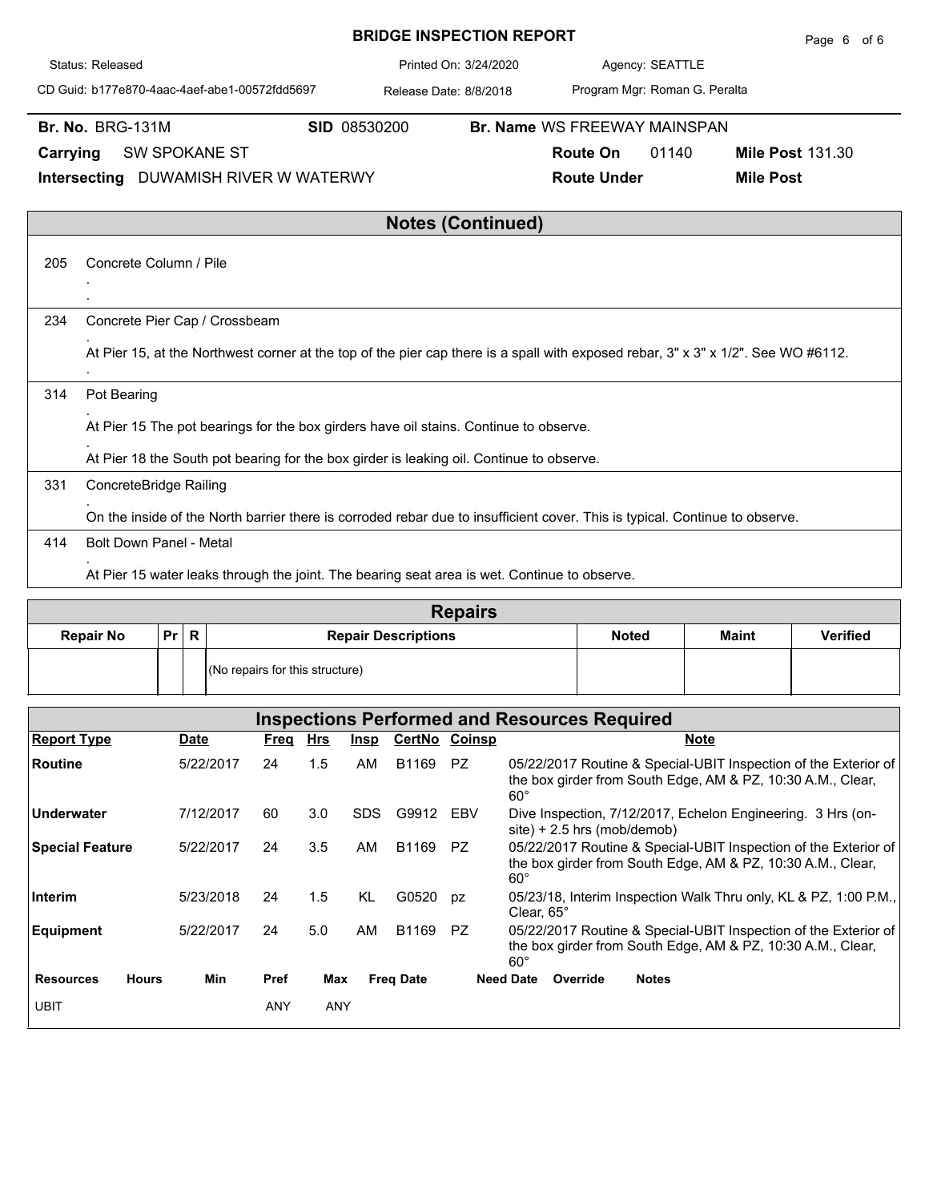# BRIDGE INSPECTION REPORT

Status: Released | Printed On: 3/24/2020 | Agency: SEATTLE

CD Guid: b177e870-4aac-4aef-abe1-00572fdd5697 | Release Date: 8/8/2018 | Program Mgr: Roman G. Peralta

**Br. No.** BRG-131M **SID** 08530200 **Br. Name** WS FREEWAY MAINSPAN

**Carrying** SW SPOKANE ST **Route On** 01140 **Mile Post** 131.30

**Intersecting** DUWAMISH RIVER W WATERWY **Route Under** **Mile Post**

## Notes (Continued)

| | |
|---|---|
| 205 | Concrete Column / Pile<br>.<br>. |
| 234 | Concrete Pier Cap / Crossbeam<br>.<br>At Pier 15, at the Northwest corner at the top of the pier cap there is a spall with exposed rebar, 3" x 3" x 1/2". See WO #6112.<br>. |
| 314 | Pot Bearing<br>.<br>At Pier 15 The pot bearings for the box girders have oil stains. Continue to observe.<br>.<br>At Pier 18 the South pot bearing for the box girder is leaking oil. Continue to observe. |
| 331 | ConcreteBridge Railing<br>.<br>On the inside of the North barrier there is corroded rebar due to insufficient cover. This is typical. Continue to observe. |
| 414 | Bolt Down Panel - Metal<br>.<br>At Pier 15 water leaks through the joint. The bearing seat area is wet. Continue to observe. |

## Repairs

| Repair No | Pr | R | Repair Descriptions | Noted | Maint | Verified |
|---|---|---|---|---|---|---|
| | | | (No repairs for this structure) | | | |

## Inspections Performed and Resources Required

| Report Type | Date | Freq | Hrs | Insp | CertNo | Coinsp | Note |
|---|---|---|---|---|---|---|---|
| Routine | 5/22/2017 | 24 | 1.5 | AM | B1169 | PZ | 05/22/2017 Routine & Special-UBIT Inspection of the Exterior of the box girder from South Edge, AM & PZ, 10:30 A.M., Clear, 60° |
| Underwater | 7/12/2017 | 60 | 3.0 | SDS | G9912 | EBV | Dive Inspection, 7/12/2017, Echelon Engineering. 3 Hrs (on-site) + 2.5 hrs (mob/demob) |
| Special Feature | 5/22/2017 | 24 | 3.5 | AM | B1169 | PZ | 05/22/2017 Routine & Special-UBIT Inspection of the Exterior of the box girder from South Edge, AM & PZ, 10:30 A.M., Clear, 60° |
| Interim | 5/23/2018 | 24 | 1.5 | KL | G0520 | pz | 05/23/18, Interim Inspection Walk Thru only, KL & PZ, 1:00 P.M., Clear, 65° |
| Equipment | 5/22/2017 | 24 | 5.0 | AM | B1169 | PZ | 05/22/2017 Routine & Special-UBIT Inspection of the Exterior of the box girder from South Edge, AM & PZ, 10:30 A.M., Clear, 60° |

| Resources | Hours | Min | Pref | Max | Freq Date | Need Date | Override | Notes |
|---|---|---|---|---|---|---|---|---|
| UBIT | | | ANY | ANY | | | | |